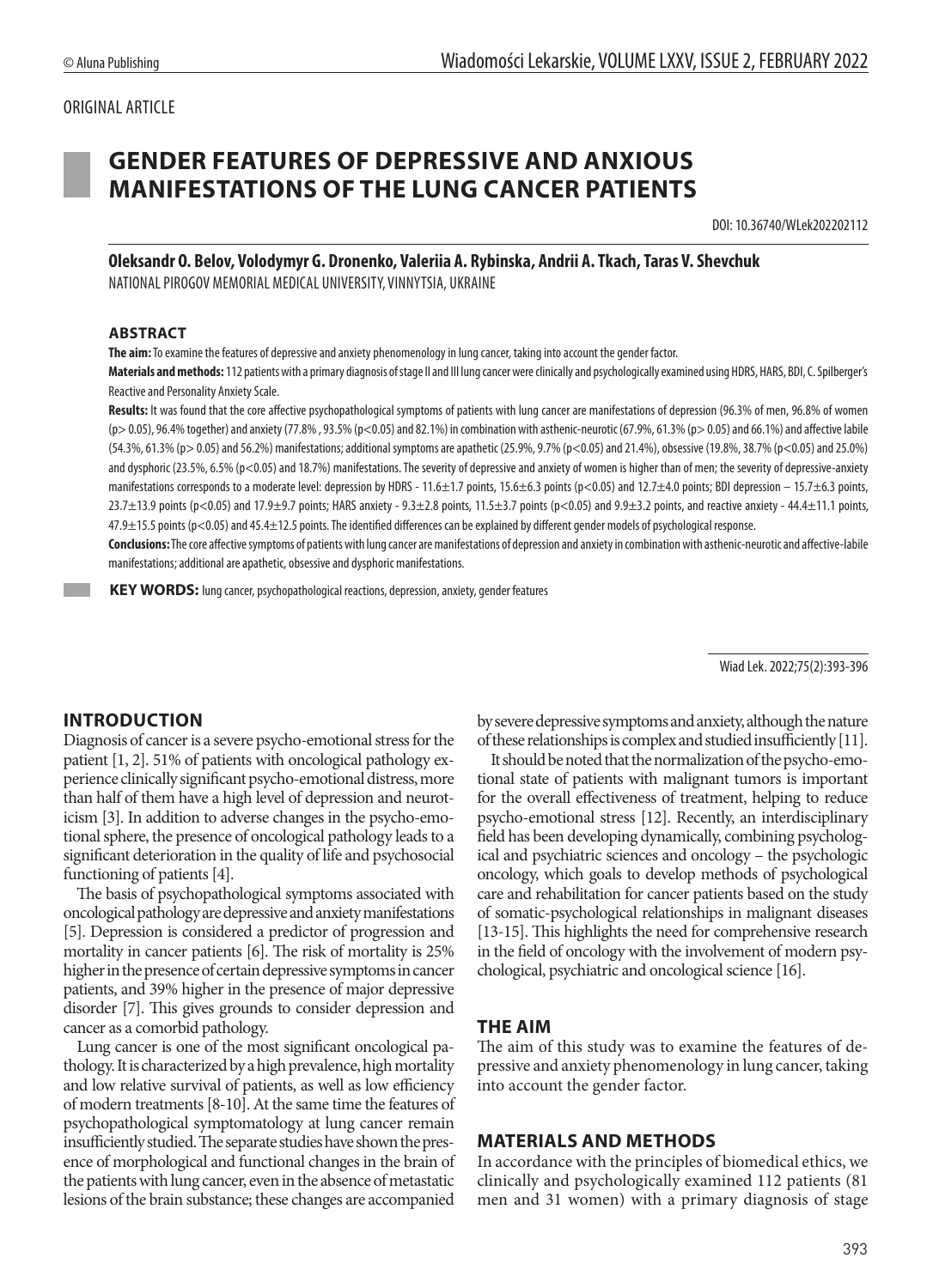ORIGINAL ARTICLE

# GENDER FEATURES OF DEPRESSIVE AND ANXIOUS MANIFESTATIONS OF THE LUNG CANCER PATIENTS

DOI: 10.36740/WLek202202112

**Oleksandr O. Belov, Volodymyr G. Dronenko, Valeriia A. Rybinska, Andrii A. Tkach, Taras V. Shevchuk**
NATIONAL PIROGOV MEMORIAL MEDICAL UNIVERSITY, VINNYTSIA, UKRAINE

## ABSTRACT

**The aim:** To examine the features of depressive and anxiety phenomenology in lung cancer, taking into account the gender factor.

**Materials and methods:** 112 patients with a primary diagnosis of stage II and III lung cancer were clinically and psychologically examined using HDRS, HARS, BDI, C. Spilberger's Reactive and Personality Anxiety Scale.

**Results:** It was found that the core affective psychopathological symptoms of patients with lung cancer are manifestations of depression (96.3% of men, 96.8% of women ($p > 0.05$), 96.4% together) and anxiety (77.8% , 93.5% ($p < 0.05$) and 82.1%) in combination with asthenic-neurotic (67.9%, 61.3% ($p > 0.05$) and 66.1%) and affective labile (54.3%, 61.3% ($p > 0.05$) and 56.2%) manifestations; additional symptoms are apathetic (25.9%, 9.7% ($p < 0.05$) and 21.4%), obsessive (19.8%, 38.7% ($p < 0.05$) and 25.0%) and dysphoric (23.5%, 6.5% ($p < 0.05$) and 18.7%) manifestations. The severity of depressive and anxiety of women is higher than of men; the severity of depressive-anxiety manifestations corresponds to a moderate level: depression by HDRS - 11.6±1.7 points, 15.6±6.3 points ($p < 0.05$) and 12.7±4.0 points; BDI depression – 15.7±6.3 points, 23.7±13.9 points ($p < 0.05$) and 17.9±9.7 points; HARS anxiety - 9.3±2.8 points, 11.5±3.7 points ($p < 0.05$) and 9.9±3.2 points, and reactive anxiety - 44.4±11.1 points, 47.9±15.5 points ($p < 0.05$) and 45.4±12.5 points. The identified differences can be explained by different gender models of psychological response.

**Conclusions:** The core affective symptoms of patients with lung cancer are manifestations of depression and anxiety in combination with asthenic-neurotic and affective-labile manifestations; additional are apathetic, obsessive and dysphoric manifestations.

**KEY WORDS:** lung cancer, psychopathological reactions, depression, anxiety, gender features

Wiad Lek. 2022;75(2):393-396

## INTRODUCTION

Diagnosis of cancer is a severe psycho-emotional stress for the patient [1, 2]. 51% of patients with oncological pathology experience clinically significant psycho-emotional distress, more than half of them have a high level of depression and neuroticism [3]. In addition to adverse changes in the psycho-emotional sphere, the presence of oncological pathology leads to a significant deterioration in the quality of life and psychosocial functioning of patients [4].

The basis of psychopathological symptoms associated with oncological pathology are depressive and anxiety manifestations [5]. Depression is considered a predictor of progression and mortality in cancer patients [6]. The risk of mortality is 25% higher in the presence of certain depressive symptoms in cancer patients, and 39% higher in the presence of major depressive disorder [7]. This gives grounds to consider depression and cancer as a comorbid pathology.

Lung cancer is one of the most significant oncological pathology. It is characterized by a high prevalence, high mortality and low relative survival of patients, as well as low efficiency of modern treatments [8-10]. At the same time the features of psychopathological symptomatology at lung cancer remain insufficiently studied. The separate studies have shown the presence of morphological and functional changes in the brain of the patients with lung cancer, even in the absence of metastatic lesions of the brain substance; these changes are accompanied by severe depressive symptoms and anxiety, although the nature of these relationships is complex and studied insufficiently [11].

It should be noted that the normalization of the psycho-emotional state of patients with malignant tumors is important for the overall effectiveness of treatment, helping to reduce psycho-emotional stress [12]. Recently, an interdisciplinary field has been developing dynamically, combining psychological and psychiatric sciences and oncology – the psychologic oncology, which goals to develop methods of psychological care and rehabilitation for cancer patients based on the study of somatic-psychological relationships in malignant diseases [13-15]. This highlights the need for comprehensive research in the field of oncology with the involvement of modern psychological, psychiatric and oncological science [16].

## THE AIM

The aim of this study was to examine the features of depressive and anxiety phenomenology in lung cancer, taking into account the gender factor.

## MATERIALS AND METHODS

In accordance with the principles of biomedical ethics, we clinically and psychologically examined 112 patients (81 men and 31 women) with a primary diagnosis of stage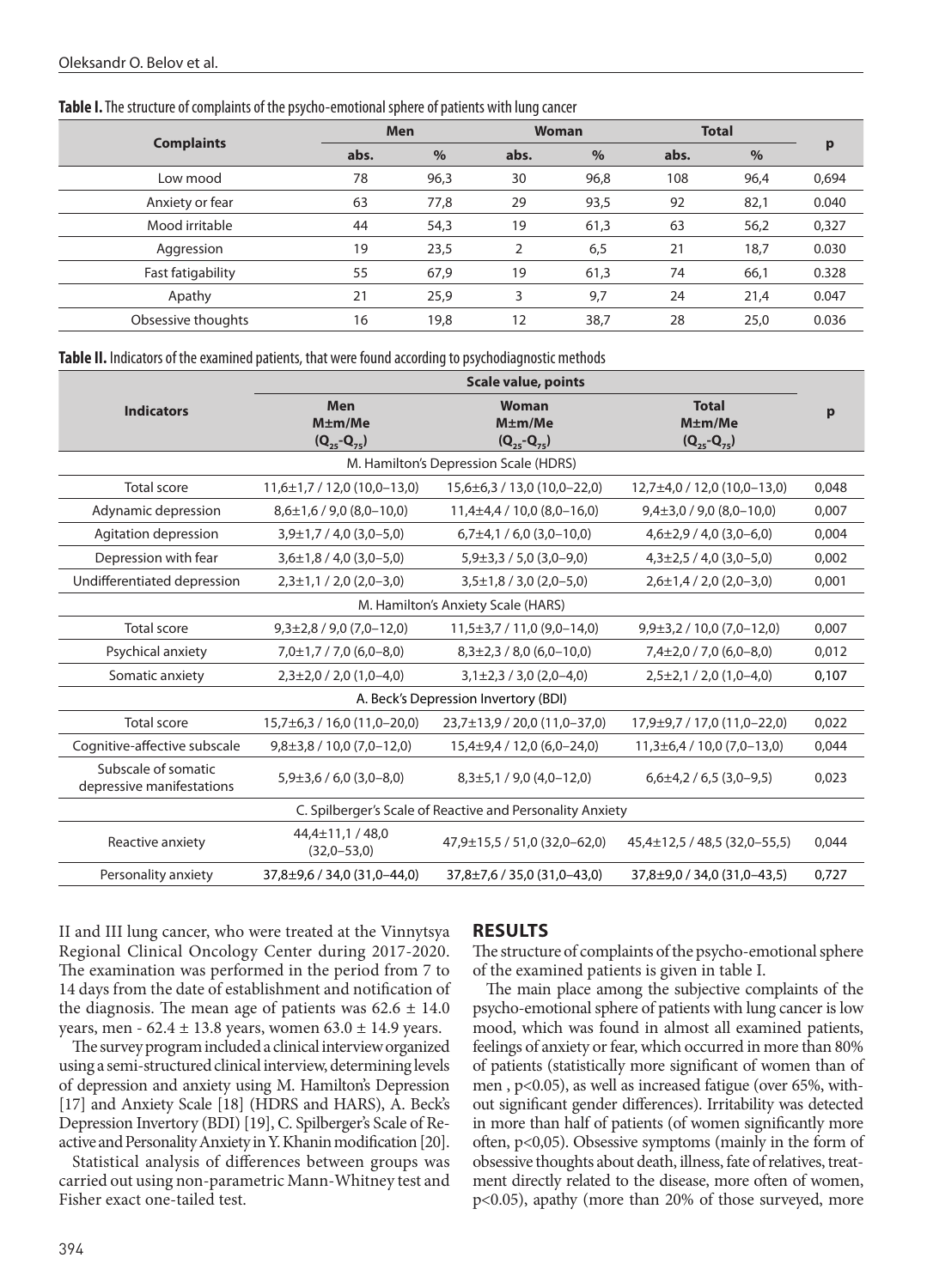**Table I.** The structure of complaints of the psycho-emotional sphere of patients with lung cancer

| Complaints | Men | | Woman | | Total | | p |
|---|---|---|---|---|---|---|---|
| | abs. | % | abs. | % | abs. | % | |
| Low mood | 78 | 96,3 | 30 | 96,8 | 108 | 96,4 | 0,694 |
| Anxiety or fear | 63 | 77,8 | 29 | 93,5 | 92 | 82,1 | 0.040 |
| Mood irritable | 44 | 54,3 | 19 | 61,3 | 63 | 56,2 | 0,327 |
| Aggression | 19 | 23,5 | 2 | 6,5 | 21 | 18,7 | 0.030 |
| Fast fatigability | 55 | 67,9 | 19 | 61,3 | 74 | 66,1 | 0.328 |
| Apathy | 21 | 25,9 | 3 | 9,7 | 24 | 21,4 | 0.047 |
| Obsessive thoughts | 16 | 19,8 | 12 | 38,7 | 28 | 25,0 | 0.036 |

**Table II.** Indicators of the examined patients, that were found according to psychodiagnostic methods

| Indicators | Scale value, points | | | p |
|---|---|---|---|---|
| | Men M±m/Me ($Q_{25}$-$Q_{75}$) | Woman M±m/Me ($Q_{25}$-$Q_{75}$) | Total M±m/Me ($Q_{25}$-$Q_{75}$) | |
| M. Hamilton's Depression Scale (HDRS) | | | | |
| Total score | 11,6±1,7 / 12,0 (10,0–13,0) | 15,6±6,3 / 13,0 (10,0–22,0) | 12,7±4,0 / 12,0 (10,0–13,0) | 0,048 |
| Adynamic depression | 8,6±1,6 / 9,0 (8,0–10,0) | 11,4±4,4 / 10,0 (8,0–16,0) | 9,4±3,0 / 9,0 (8,0–10,0) | 0,007 |
| Agitation depression | 3,9±1,7 / 4,0 (3,0–5,0) | 6,7±4,1 / 6,0 (3,0–10,0) | 4,6±2,9 / 4,0 (3,0–6,0) | 0,004 |
| Depression with fear | 3,6±1,8 / 4,0 (3,0–5,0) | 5,9±3,3 / 5,0 (3,0–9,0) | 4,3±2,5 / 4,0 (3,0–5,0) | 0,002 |
| Undifferentiated depression | 2,3±1,1 / 2,0 (2,0–3,0) | 3,5±1,8 / 3,0 (2,0–5,0) | 2,6±1,4 / 2,0 (2,0–3,0) | 0,001 |
| M. Hamilton's Anxiety Scale (HARS) | | | | |
| Total score | 9,3±2,8 / 9,0 (7,0–12,0) | 11,5±3,7 / 11,0 (9,0–14,0) | 9,9±3,2 / 10,0 (7,0–12,0) | 0,007 |
| Psychical anxiety | 7,0±1,7 / 7,0 (6,0–8,0) | 8,3±2,3 / 8,0 (6,0–10,0) | 7,4±2,0 / 7,0 (6,0–8,0) | 0,012 |
| Somatic anxiety | 2,3±2,0 / 2,0 (1,0–4,0) | 3,1±2,3 / 3,0 (2,0–4,0) | 2,5±2,1 / 2,0 (1,0–4,0) | 0,107 |
| A. Beck's Depression Invertory (BDI) | | | | |
| Total score | 15,7±6,3 / 16,0 (11,0–20,0) | 23,7±13,9 / 20,0 (11,0–37,0) | 17,9±9,7 / 17,0 (11,0–22,0) | 0,022 |
| Cognitive-affective subscale | 9,8±3,8 / 10,0 (7,0–12,0) | 15,4±9,4 / 12,0 (6,0–24,0) | 11,3±6,4 / 10,0 (7,0–13,0) | 0,044 |
| Subscale of somatic depressive manifestations | 5,9±3,6 / 6,0 (3,0–8,0) | 8,3±5,1 / 9,0 (4,0–12,0) | 6,6±4,2 / 6,5 (3,0–9,5) | 0,023 |
| C. Spilberger's Scale of Reactive and Personality Anxiety | | | | |
| Reactive anxiety | 44,4±11,1 / 48,0 (32,0–53,0) | 47,9±15,5 / 51,0 (32,0–62,0) | 45,4±12,5 / 48,5 (32,0–55,5) | 0,044 |
| Personality anxiety | 37,8±9,6 / 34,0 (31,0–44,0) | 37,8±7,6 / 35,0 (31,0–43,0) | 37,8±9,0 / 34,0 (31,0–43,5) | 0,727 |

II and III lung cancer, who were treated at the Vinnytsya Regional Clinical Oncology Center during 2017-2020. The examination was performed in the period from 7 to 14 days from the date of establishment and notification of the diagnosis. The mean age of patients was 62.6 ± 14.0 years, men - 62.4 ± 13.8 years, women 63.0 ± 14.9 years.

The survey program included a clinical interview organized using a semi-structured clinical interview, determining levels of depression and anxiety using M. Hamilton's Depression [17] and Anxiety Scale [18] (HDRS and HARS), A. Beck's Depression Invertory (BDI) [19], C. Spilberger's Scale of Reactive and Personality Anxiety in Y. Khanin modification [20].

Statistical analysis of differences between groups was carried out using non-parametric Mann-Whitney test and Fisher exact one-tailed test.

## RESULTS

The structure of complaints of the psycho-emotional sphere of the examined patients is given in table I.

The main place among the subjective complaints of the psycho-emotional sphere of patients with lung cancer is low mood, which was found in almost all examined patients, feelings of anxiety or fear, which occurred in more than 80% of patients (statistically more significant of women than of men , $p<0.05$), as well as increased fatigue (over 65%, without significant gender differences). Irritability was detected in more than half of patients (of women significantly more often, $p<0,05$). Obsessive symptoms (mainly in the form of obsessive thoughts about death, illness, fate of relatives, treatment directly related to the disease, more often of women, $p<0.05$), apathy (more than 20% of those surveyed, more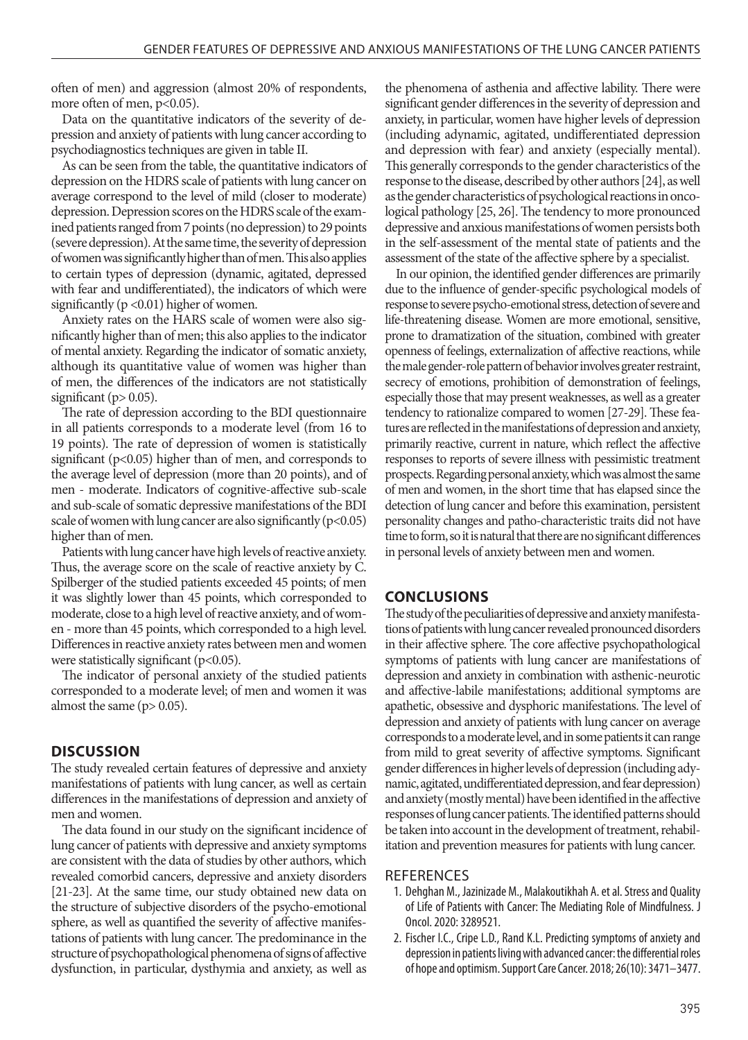often of men) and aggression (almost 20% of respondents, more often of men, $p<0.05$).

Data on the quantitative indicators of the severity of depression and anxiety of patients with lung cancer according to psychodiagnostics techniques are given in table II.

As can be seen from the table, the quantitative indicators of depression on the HDRS scale of patients with lung cancer on average correspond to the level of mild (closer to moderate) depression. Depression scores on the HDRS scale of the examined patients ranged from 7 points (no depression) to 29 points (severe depression). At the same time, the severity of depression of women was significantly higher than of men. This also applies to certain types of depression (dynamic, agitated, depressed with fear and undifferentiated), the indicators of which were significantly ($p <0.01$) higher of women.

Anxiety rates on the HARS scale of women were also significantly higher than of men; this also applies to the indicator of mental anxiety. Regarding the indicator of somatic anxiety, although its quantitative value of women was higher than of men, the differences of the indicators are not statistically significant ($p> 0.05$).

The rate of depression according to the BDI questionnaire in all patients corresponds to a moderate level (from 16 to 19 points). The rate of depression of women is statistically significant ($p<0.05$) higher than of men, and corresponds to the average level of depression (more than 20 points), and of men - moderate. Indicators of cognitive-affective sub-scale and sub-scale of somatic depressive manifestations of the BDI scale of women with lung cancer are also significantly ($p<0.05$) higher than of men.

Patients with lung cancer have high levels of reactive anxiety. Thus, the average score on the scale of reactive anxiety by C. Spilberger of the studied patients exceeded 45 points; of men it was slightly lower than 45 points, which corresponded to moderate, close to a high level of reactive anxiety, and of women - more than 45 points, which corresponded to a high level. Differences in reactive anxiety rates between men and women were statistically significant ($p<0.05$).

The indicator of personal anxiety of the studied patients corresponded to a moderate level; of men and women it was almost the same ($p> 0.05$).

## DISCUSSION

The study revealed certain features of depressive and anxiety manifestations of patients with lung cancer, as well as certain differences in the manifestations of depression and anxiety of men and women.

The data found in our study on the significant incidence of lung cancer of patients with depressive and anxiety symptoms are consistent with the data of studies by other authors, which revealed comorbid cancers, depressive and anxiety disorders [21-23]. At the same time, our study obtained new data on the structure of subjective disorders of the psycho-emotional sphere, as well as quantified the severity of affective manifestations of patients with lung cancer. The predominance in the structure of psychopathological phenomena of signs of affective dysfunction, in particular, dysthymia and anxiety, as well as the phenomena of asthenia and affective lability. There were significant gender differences in the severity of depression and anxiety, in particular, women have higher levels of depression (including adynamic, agitated, undifferentiated depression and depression with fear) and anxiety (especially mental). This generally corresponds to the gender characteristics of the response to the disease, described by other authors [24], as well as the gender characteristics of psychological reactions in oncological pathology [25, 26]. The tendency to more pronounced depressive and anxious manifestations of women persists both in the self-assessment of the mental state of patients and the assessment of the state of the affective sphere by a specialist.

In our opinion, the identified gender differences are primarily due to the influence of gender-specific psychological models of response to severe psycho-emotional stress, detection of severe and life-threatening disease. Women are more emotional, sensitive, prone to dramatization of the situation, combined with greater openness of feelings, externalization of affective reactions, while the male gender-role pattern of behavior involves greater restraint, secrecy of emotions, prohibition of demonstration of feelings, especially those that may present weaknesses, as well as a greater tendency to rationalize compared to women [27-29]. These features are reflected in the manifestations of depression and anxiety, primarily reactive, current in nature, which reflect the affective responses to reports of severe illness with pessimistic treatment prospects. Regarding personal anxiety, which was almost the same of men and women, in the short time that has elapsed since the detection of lung cancer and before this examination, persistent personality changes and patho-characteristic traits did not have time to form, so it is natural that there are no significant differences in personal levels of anxiety between men and women.

## CONCLUSIONS

The study of the peculiarities of depressive and anxiety manifestations of patients with lung cancer revealed pronounced disorders in their affective sphere. The core affective psychopathological symptoms of patients with lung cancer are manifestations of depression and anxiety in combination with asthenic-neurotic and affective-labile manifestations; additional symptoms are apathetic, obsessive and dysphoric manifestations. The level of depression and anxiety of patients with lung cancer on average corresponds to a moderate level, and in some patients it can range from mild to great severity of affective symptoms. Significant gender differences in higher levels of depression (including adynamic, agitated, undifferentiated depression, and fear depression) and anxiety (mostly mental) have been identified in the affective responses of lung cancer patients. The identified patterns should be taken into account in the development of treatment, rehabilitation and prevention measures for patients with lung cancer.

## REFERENCES

1. Dehghan M., Jazinizade M., Malakoutikhah A. et al. Stress and Quality of Life of Patients with Cancer: The Mediating Role of Mindfulness. J Oncol. 2020: 3289521.
2. Fischer I.C., Cripe L.D., Rand K.L. Predicting symptoms of anxiety and depression in patients living with advanced cancer: the differential roles of hope and optimism. Support Care Cancer. 2018; 26(10): 3471–3477.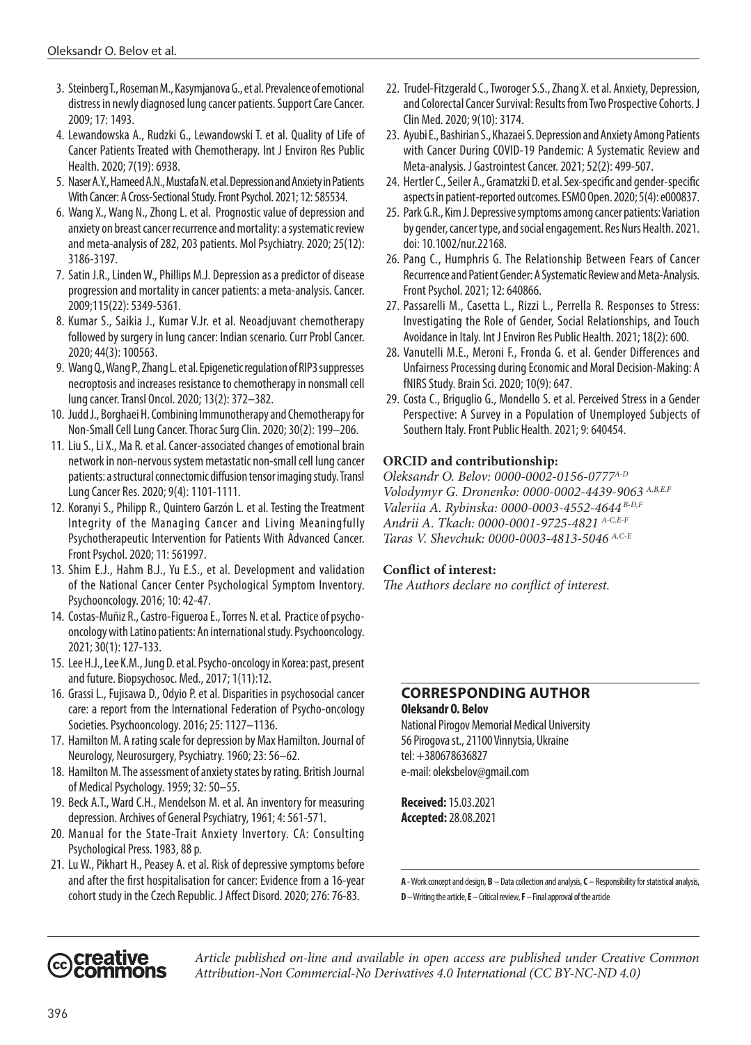3. Steinberg T., Roseman M., Kasymjanova G., et al. Prevalence of emotional distress in newly diagnosed lung cancer patients. Support Care Cancer. 2009; 17: 1493.
4. Lewandowska A., Rudzki G., Lewandowski T. et al. Quality of Life of Cancer Patients Treated with Chemotherapy. Int J Environ Res Public Health. 2020; 7(19): 6938.
5. Naser A.Y., Hameed A.N., Mustafa N. et al. Depression and Anxiety in Patients With Cancer: A Cross-Sectional Study. Front Psychol. 2021; 12: 585534.
6. Wang X., Wang N., Zhong L. et al. Prognostic value of depression and anxiety on breast cancer recurrence and mortality: a systematic review and meta-analysis of 282, 203 patients. Mol Psychiatry. 2020; 25(12): 3186-3197.
7. Satin J.R., Linden W., Phillips M.J. Depression as a predictor of disease progression and mortality in cancer patients: a meta-analysis. Cancer. 2009;115(22): 5349-5361.
8. Kumar S., Saikia J., Kumar V.Jr. et al. Neoadjuvant chemotherapy followed by surgery in lung cancer: Indian scenario. Curr Probl Cancer. 2020; 44(3): 100563.
9. Wang Q., Wang P., Zhang L. et al. Epigenetic regulation of RIP3 suppresses necroptosis and increases resistance to chemotherapy in nonsmall cell lung cancer. Transl Oncol. 2020; 13(2): 372–382.
10. Judd J., Borghaei H. Combining Immunotherapy and Chemotherapy for Non-Small Cell Lung Cancer. Thorac Surg Clin. 2020; 30(2): 199–206.
11. Liu S., Li X., Ma R. et al. Cancer-associated changes of emotional brain network in non-nervous system metastatic non-small cell lung cancer patients: a structural connectomic diffusion tensor imaging study. Transl Lung Cancer Res. 2020; 9(4): 1101-1111.
12. Koranyi S., Philipp R., Quintero Garzón L. et al. Testing the Treatment Integrity of the Managing Cancer and Living Meaningfully Psychotherapeutic Intervention for Patients With Advanced Cancer. Front Psychol. 2020; 11: 561997.
13. Shim E.J., Hahm B.J., Yu E.S., et al. Development and validation of the National Cancer Center Psychological Symptom Inventory. Psychooncology. 2016; 10: 42-47.
14. Costas-Muñiz R., Castro-Figueroa E., Torres N. et al. Practice of psycho-oncology with Latino patients: An international study. Psychooncology. 2021; 30(1): 127-133.
15. Lee H.J., Lee K.M., Jung D. et al. Psycho-oncology in Korea: past, present and future. Biopsychosoc. Med., 2017; 1(11):12.
16. Grassi L., Fujisawa D., Odyio P. et al. Disparities in psychosocial cancer care: a report from the International Federation of Psycho-oncology Societies. Psychooncology. 2016; 25: 1127–1136.
17. Hamilton M. A rating scale for depression by Max Hamilton. Journal of Neurology, Neurosurgery, Psychiatry. 1960; 23: 56–62.
18. Hamilton M. The assessment of anxiety states by rating. British Journal of Medical Psychology. 1959; 32: 50–55.
19. Beck A.T., Ward C.H., Mendelson M. et al. An inventory for measuring depression. Archives of General Psychiatry, 1961; 4: 561-571.
20. Manual for the State-Trait Anxiety Invertory. CA: Consulting Psychological Press. 1983, 88 p.
21. Lu W., Pikhart H., Peasey A. et al. Risk of depressive symptoms before and after the first hospitalisation for cancer: Evidence from a 16-year cohort study in the Czech Republic. J Affect Disord. 2020; 276: 76-83.
22. Trudel-Fitzgerald C., Tworoger S.S., Zhang X. et al. Anxiety, Depression, and Colorectal Cancer Survival: Results from Two Prospective Cohorts. J Clin Med. 2020; 9(10): 3174.
23. Ayubi E., Bashirian S., Khazaei S. Depression and Anxiety Among Patients with Cancer During COVID-19 Pandemic: A Systematic Review and Meta-analysis. J Gastrointest Cancer. 2021; 52(2): 499-507.
24. Hertler C., Seiler A., Gramatzki D. et al. Sex-specific and gender-specific aspects in patient-reported outcomes. ESMO Open. 2020; 5(4): e000837.
25. Park G.R., Kim J. Depressive symptoms among cancer patients: Variation by gender, cancer type, and social engagement. Res Nurs Health. 2021. doi: 10.1002/nur.22168.
26. Pang C., Humphris G. The Relationship Between Fears of Cancer Recurrence and Patient Gender: A Systematic Review and Meta-Analysis. Front Psychol. 2021; 12: 640866.
27. Passarelli M., Casetta L., Rizzi L., Perrella R. Responses to Stress: Investigating the Role of Gender, Social Relationships, and Touch Avoidance in Italy. Int J Environ Res Public Health. 2021; 18(2): 600.
28. Vanutelli M.E., Meroni F., Fronda G. et al. Gender Differences and Unfairness Processing during Economic and Moral Decision-Making: A fNIRS Study. Brain Sci. 2020; 10(9): 647.
29. Costa C., Briguglio G., Mondello S. et al. Perceived Stress in a Gender Perspective: A Survey in a Population of Unemployed Subjects of Southern Italy. Front Public Health. 2021; 9: 640454.

**ORCID and contributionship:**

*Oleksandr O. Belov: 0000-0002-0156-0777[A-D]*
*Volodymyr G. Dronenko: 0000-0002-4439-9063 [A,B,E,F]*
*Valeriia A. Rybinska: 0000-0003-4552-4644 [B-D,F]*
*Andrii A. Tkach: 0000-0001-9725-4821 [A-C,E-F]*
*Taras V. Shevchuk: 0000-0003-4813-5046 [A,C-E]*

**Conflict of interest:**

*The Authors declare no conflict of interest.*

## CORRESPONDING AUTHOR

**Oleksandr O. Belov**
National Pirogov Memorial Medical University
56 Pirogova st., 21100 Vinnytsia, Ukraine
tel: +380678636827
e-mail: oleksbelov@gmail.com

**Received:** 15.03.2021
**Accepted:** 28.08.2021

**A** - Work concept and design, **B** – Data collection and analysis, **C** – Responsibility for statistical analysis, **D** – Writing the article, **E** – Critical review, **F** – Final approval of the article

*Article published on-line and available in open access are published under Creative Common Attribution-Non Commercial-No Derivatives 4.0 International (CC BY-NC-ND 4.0)*